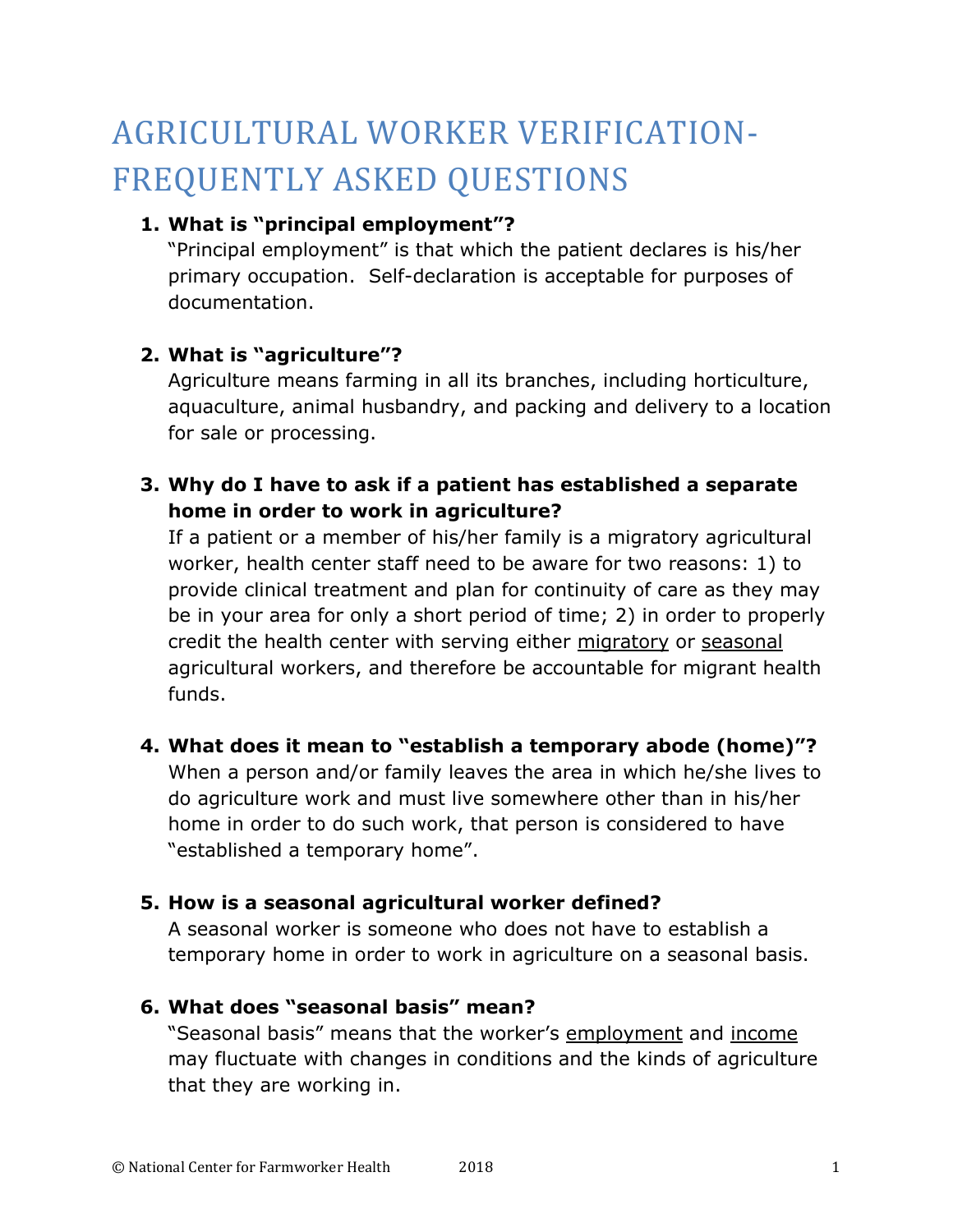# AGRICULTURAL WORKER VERIFICATION-FREQUENTLY ASKED QUESTIONS

1. **What is "principal employment"?**
   "Principal employment" is that which the patient declares is his/her primary occupation. Self-declaration is acceptable for purposes of documentation.

2. **What is "agriculture"?**
   Agriculture means farming in all its branches, including horticulture, aquaculture, animal husbandry, and packing and delivery to a location for sale or processing.

3. **Why do I have to ask if a patient has established a separate home in order to work in agriculture?**
   If a patient or a member of his/her family is a migratory agricultural worker, health center staff need to be aware for two reasons: 1) to provide clinical treatment and plan for continuity of care as they may be in your area for only a short period of time; 2) in order to properly credit the health center with serving either <u>migratory</u> or <u>seasonal</u> agricultural workers, and therefore be accountable for migrant health funds.

4. **What does it mean to "establish a temporary abode (home)"?**
   When a person and/or family leaves the area in which he/she lives to do agriculture work and must live somewhere other than in his/her home in order to do such work, that person is considered to have "established a temporary home".

5. **How is a seasonal agricultural worker defined?**
   A seasonal worker is someone who does not have to establish a temporary home in order to work in agriculture on a seasonal basis.

6. **What does "seasonal basis" mean?**
   "Seasonal basis" means that the worker's <u>employment</u> and <u>income</u> may fluctuate with changes in conditions and the kinds of agriculture that they are working in.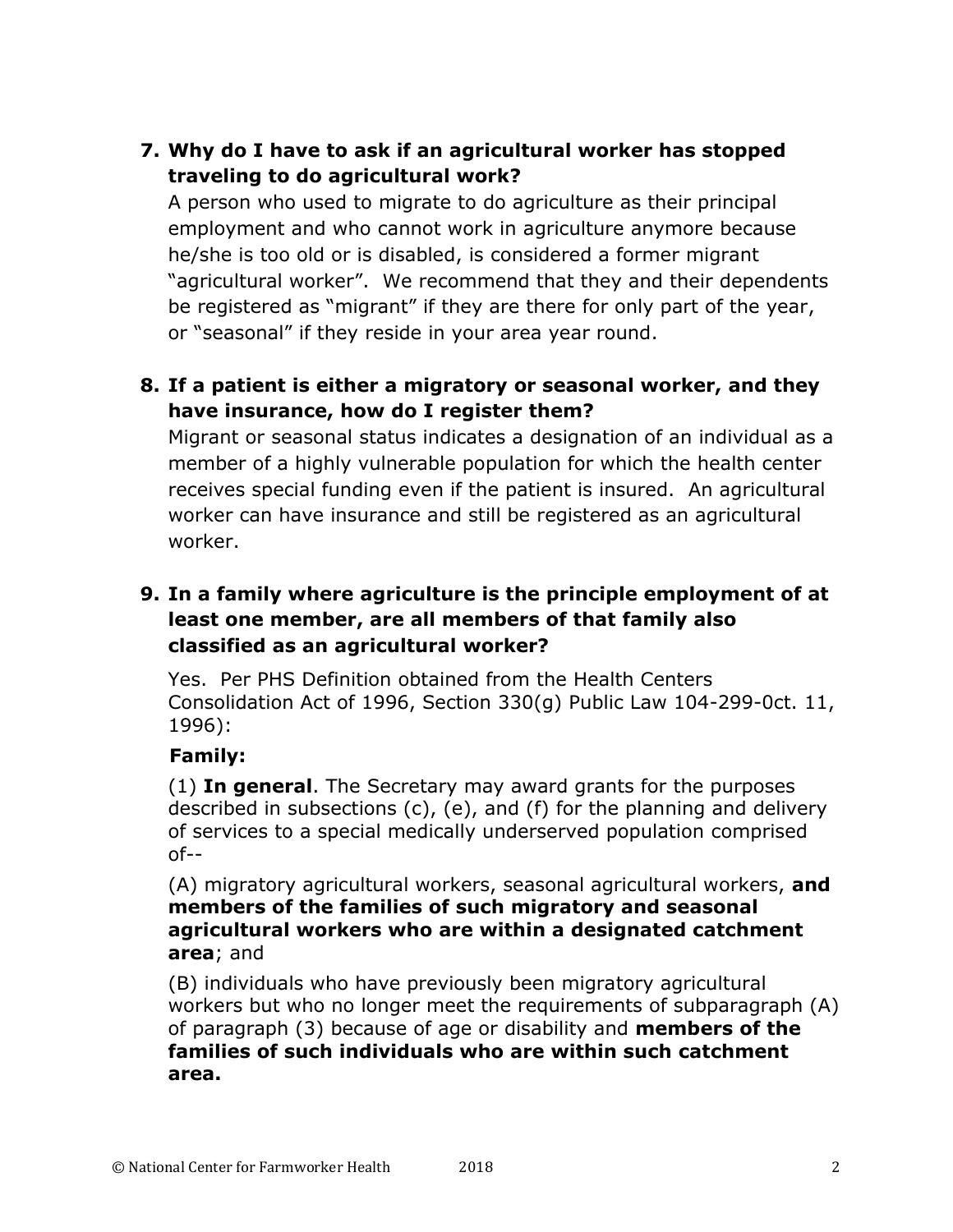### 7. Why do I have to ask if an agricultural worker has stopped traveling to do agricultural work?

A person who used to migrate to do agriculture as their principal employment and who cannot work in agriculture anymore because he/she is too old or is disabled, is considered a former migrant "agricultural worker". We recommend that they and their dependents be registered as "migrant" if they are there for only part of the year, or "seasonal" if they reside in your area year round.

### 8. If a patient is either a migratory or seasonal worker, and they have insurance, how do I register them?

Migrant or seasonal status indicates a designation of an individual as a member of a highly vulnerable population for which the health center receives special funding even if the patient is insured. An agricultural worker can have insurance and still be registered as an agricultural worker.

### 9. In a family where agriculture is the principle employment of at least one member, are all members of that family also classified as an agricultural worker?

Yes. Per PHS Definition obtained from the Health Centers Consolidation Act of 1996, Section 330(g) Public Law 104-299-0ct. 11, 1996):

**Family:**

(1) **In general**. The Secretary may award grants for the purposes described in subsections (c), (e), and (f) for the planning and delivery of services to a special medically underserved population comprised of--

(A) migratory agricultural workers, seasonal agricultural workers, **and members of the families of such migratory and seasonal agricultural workers who are within a designated catchment area**; and

(B) individuals who have previously been migratory agricultural workers but who no longer meet the requirements of subparagraph (A) of paragraph (3) because of age or disability and **members of the families of such individuals who are within such catchment area.**

© National Center for Farmworker Health 2018